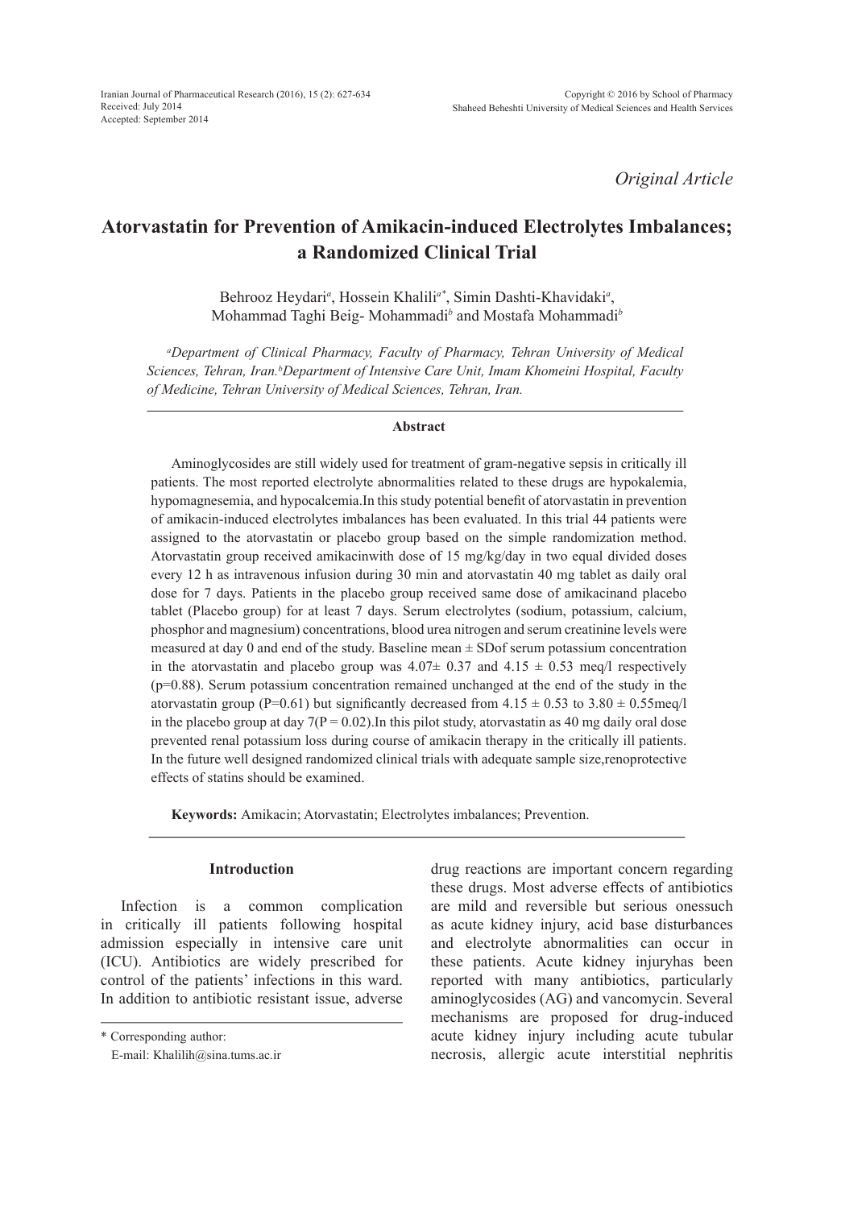*Original Article*

# Atorvastatin for Prevention of Amikacin-induced Electrolytes Imbalances; a Randomized Clinical Trial

Behrooz Heydari[a], Hossein Khalili[a*], Simin Dashti-Khavidaki[a], Mohammad Taghi Beig- Mohammadi[b] and Mostafa Mohammadi[b]

[a]*Department of Clinical Pharmacy, Faculty of Pharmacy, Tehran University of Medical Sciences, Tehran, Iran.* [b]*Department of Intensive Care Unit, Imam Khomeini Hospital, Faculty of Medicine, Tehran University of Medical Sciences, Tehran, Iran.*

## Abstract

Aminoglycosides are still widely used for treatment of gram-negative sepsis in critically ill patients. The most reported electrolyte abnormalities related to these drugs are hypokalemia, hypomagnesemia, and hypocalcemia.In this study potential benefit of atorvastatin in prevention of amikacin-induced electrolytes imbalances has been evaluated. In this trial 44 patients were assigned to the atorvastatin or placebo group based on the simple randomization method. Atorvastatin group received amikacinwith dose of 15 mg/kg/day in two equal divided doses every 12 h as intravenous infusion during 30 min and atorvastatin 40 mg tablet as daily oral dose for 7 days. Patients in the placebo group received same dose of amikacinand placebo tablet (Placebo group) for at least 7 days. Serum electrolytes (sodium, potassium, calcium, phosphor and magnesium) concentrations, blood urea nitrogen and serum creatinine levels were measured at day 0 and end of the study. Baseline mean ± SDof serum potassium concentration in the atorvastatin and placebo group was 4.07± 0.37 and 4.15 ± 0.53 meq/l respectively (p=0.88). Serum potassium concentration remained unchanged at the end of the study in the atorvastatin group (P=0.61) but significantly decreased from 4.15 ± 0.53 to 3.80 ± 0.55meq/l in the placebo group at day 7(P = 0.02).In this pilot study, atorvastatin as 40 mg daily oral dose prevented renal potassium loss during course of amikacin therapy in the critically ill patients. In the future well designed randomized clinical trials with adequate sample size,renoprotective effects of statins should be examined.

**Keywords:** Amikacin; Atorvastatin; Electrolytes imbalances; Prevention.

## Introduction

Infection is a common complication in critically ill patients following hospital admission especially in intensive care unit (ICU). Antibiotics are widely prescribed for control of the patients' infections in this ward. In addition to antibiotic resistant issue, adverse drug reactions are important concern regarding these drugs. Most adverse effects of antibiotics are mild and reversible but serious onessuch as acute kidney injury, acid base disturbances and electrolyte abnormalities can occur in these patients. Acute kidney injuryhas been reported with many antibiotics, particularly aminoglycosides (AG) and vancomycin. Several mechanisms are proposed for drug-induced acute kidney injury including acute tubular necrosis, allergic acute interstitial nephritis

\* Corresponding author:
E-mail: Khalilih@sina.tums.ac.ir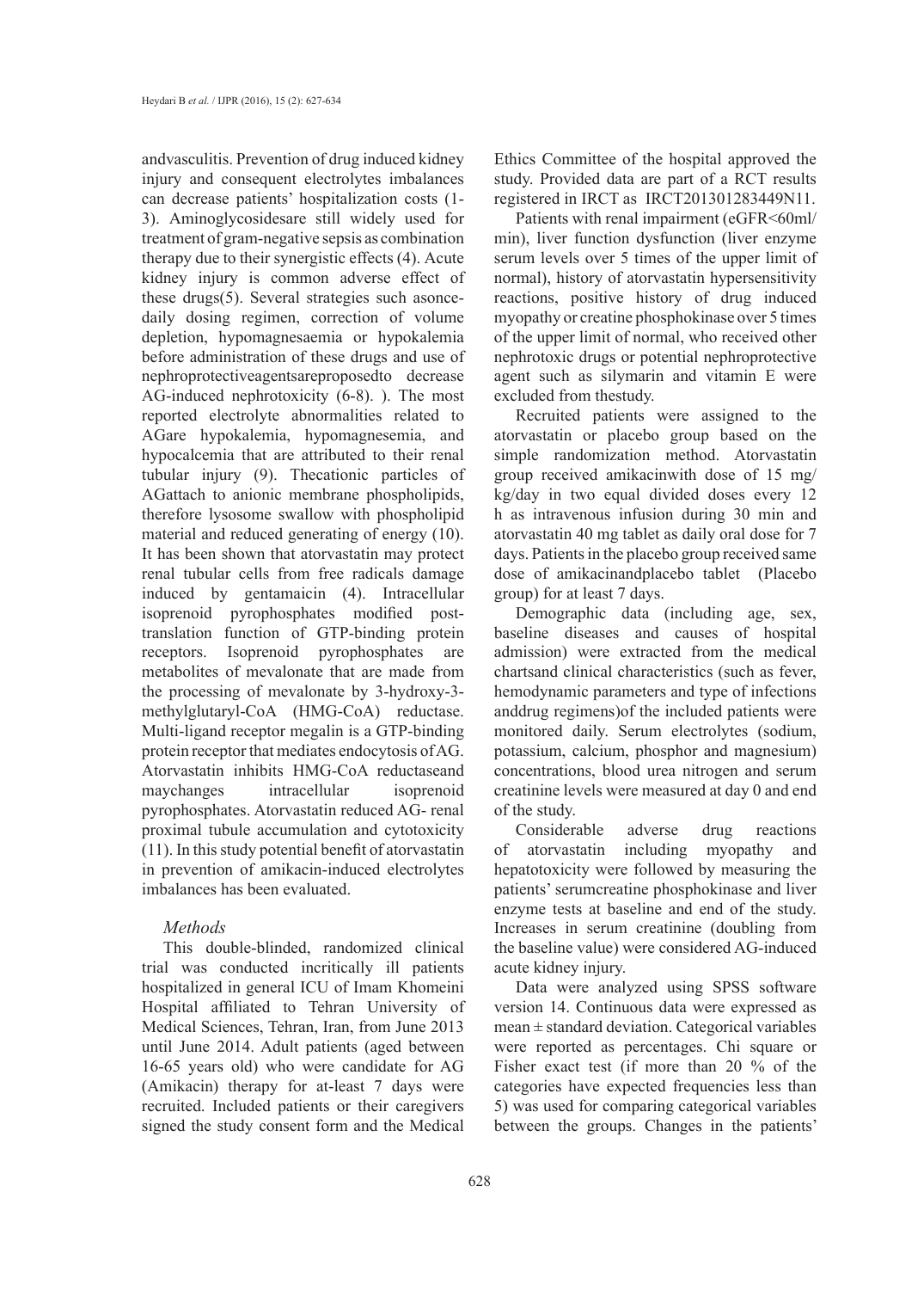andvasculitis. Prevention of drug induced kidney injury and consequent electrolytes imbalances can decrease patients' hospitalization costs (1-3). Aminoglycosidesare still widely used for treatment of gram-negative sepsis as combination therapy due to their synergistic effects (4). Acute kidney injury is common adverse effect of these drugs(5). Several strategies such asonce-daily dosing regimen, correction of volume depletion, hypomagnesaemia or hypokalemia before administration of these drugs and use of nephroprotectiveagentsareproposedto decrease AG-induced nephrotoxicity (6-8). ). The most reported electrolyte abnormalities related to AGare hypokalemia, hypomagnesemia, and hypocalcemia that are attributed to their renal tubular injury (9). Thecationic particles of AGattach to anionic membrane phospholipids, therefore lysosome swallow with phospholipid material and reduced generating of energy (10). It has been shown that atorvastatin may protect renal tubular cells from free radicals damage induced by gentamaicin (4). Intracellular isoprenoid pyrophosphates modified post-translation function of GTP-binding protein receptors. Isoprenoid pyrophosphates are metabolites of mevalonate that are made from the processing of mevalonate by 3-hydroxy-3-methylglutaryl-CoA (HMG-CoA) reductase. Multi-ligand receptor megalin is a GTP-binding protein receptor that mediates endocytosis of AG. Atorvastatin inhibits HMG-CoA reductaseand maychanges intracellular isoprenoid pyrophosphates. Atorvastatin reduced AG- renal proximal tubule accumulation and cytotoxicity (11). In this study potential benefit of atorvastatin in prevention of amikacin-induced electrolytes imbalances has been evaluated.

### *Methods*

This double-blinded, randomized clinical trial was conducted incritically ill patients hospitalized in general ICU of Imam Khomeini Hospital affiliated to Tehran University of Medical Sciences, Tehran, Iran, from June 2013 until June 2014. Adult patients (aged between 16-65 years old) who were candidate for AG (Amikacin) therapy for at-least 7 days were recruited. Included patients or their caregivers signed the study consent form and the Medical Ethics Committee of the hospital approved the study. Provided data are part of a RCT results registered in IRCT as IRCT201301283449N11.

Patients with renal impairment (eGFR<60ml/min), liver function dysfunction (liver enzyme serum levels over 5 times of the upper limit of normal), history of atorvastatin hypersensitivity reactions, positive history of drug induced myopathy or creatine phosphokinase over 5 times of the upper limit of normal, who received other nephrotoxic drugs or potential nephroprotective agent such as silymarin and vitamin E were excluded from thestudy.

Recruited patients were assigned to the atorvastatin or placebo group based on the simple randomization method. Atorvastatin group received amikacinwith dose of 15 mg/kg/day in two equal divided doses every 12 h as intravenous infusion during 30 min and atorvastatin 40 mg tablet as daily oral dose for 7 days. Patients in the placebo group received same dose of amikacinandplacebo tablet (Placebo group) for at least 7 days.

Demographic data (including age, sex, baseline diseases and causes of hospital admission) were extracted from the medical chartsand clinical characteristics (such as fever, hemodynamic parameters and type of infections anddrug regimens)of the included patients were monitored daily. Serum electrolytes (sodium, potassium, calcium, phosphor and magnesium) concentrations, blood urea nitrogen and serum creatinine levels were measured at day 0 and end of the study.

Considerable adverse drug reactions of atorvastatin including myopathy and hepatotoxicity were followed by measuring the patients' serumcreatine phosphokinase and liver enzyme tests at baseline and end of the study. Increases in serum creatinine (doubling from the baseline value) were considered AG-induced acute kidney injury.

Data were analyzed using SPSS software version 14. Continuous data were expressed as mean ± standard deviation. Categorical variables were reported as percentages. Chi square or Fisher exact test (if more than 20 % of the categories have expected frequencies less than 5) was used for comparing categorical variables between the groups. Changes in the patients'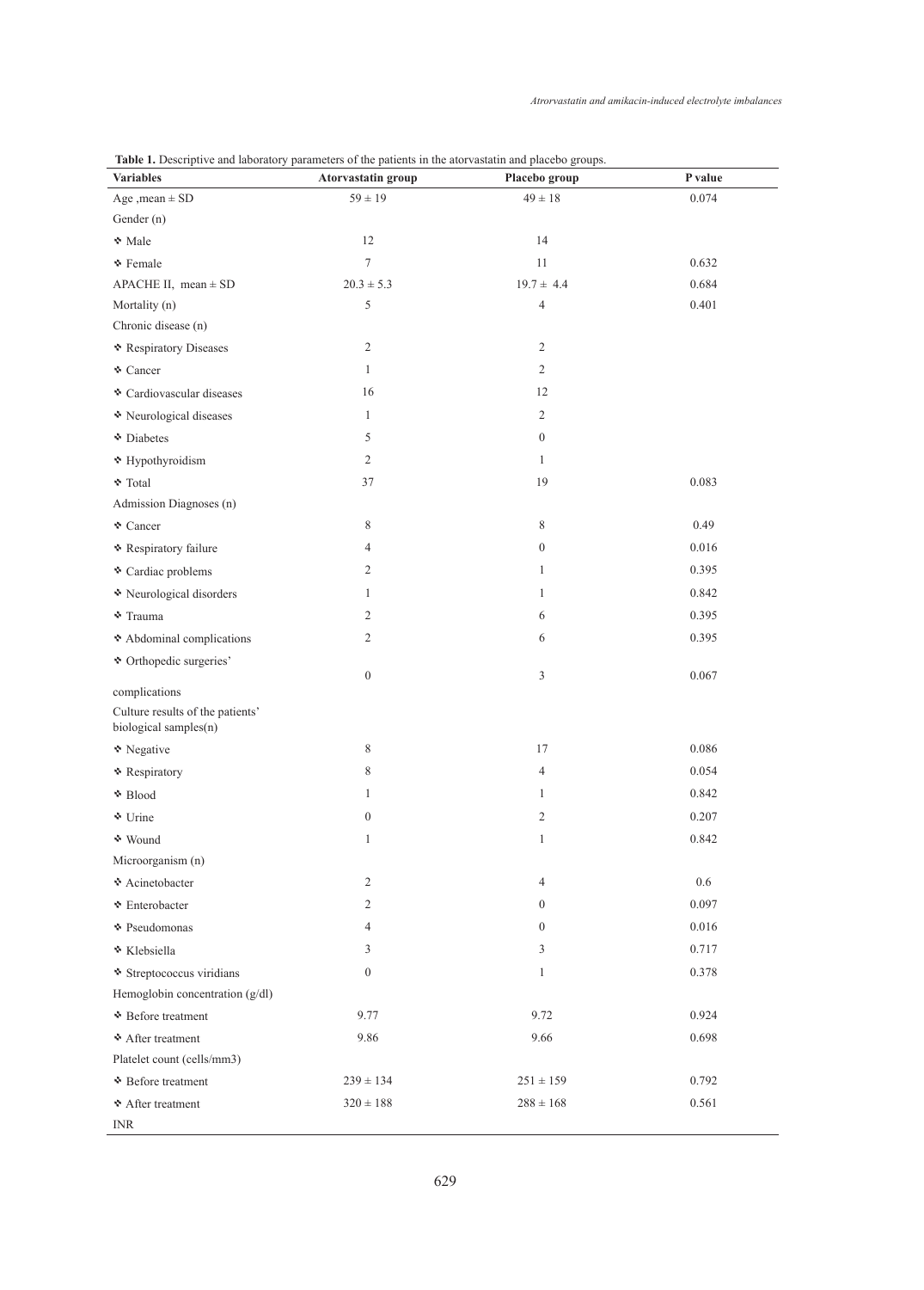**Table 1.** Descriptive and laboratory parameters of the patients in the atorvastatin and placebo groups.

| Variables | Atorvastatin group | Placebo group | P value |
|---|---|---|---|
| Age ,mean ± SD | 59 ± 19 | 49 ± 18 | 0.074 |
| Gender (n) | | | |
| ❖ Male | 12 | 14 | |
| ❖ Female | 7 | 11 | 0.632 |
| APACHE II, mean ± SD | 20.3 ± 5.3 | 19.7 ± 4.4 | 0.684 |
| Mortality (n) | 5 | 4 | 0.401 |
| Chronic disease (n) | | | |
| ❖ Respiratory Diseases | 2 | 2 | |
| ❖ Cancer | 1 | 2 | |
| ❖ Cardiovascular diseases | 16 | 12 | |
| ❖ Neurological diseases | 1 | 2 | |
| ❖ Diabetes | 5 | 0 | |
| ❖ Hypothyroidism | 2 | 1 | |
| ❖ Total | 37 | 19 | 0.083 |
| Admission Diagnoses (n) | | | |
| ❖ Cancer | 8 | 8 | 0.49 |
| ❖ Respiratory failure | 4 | 0 | 0.016 |
| ❖ Cardiac problems | 2 | 1 | 0.395 |
| ❖ Neurological disorders | 1 | 1 | 0.842 |
| ❖ Trauma | 2 | 6 | 0.395 |
| ❖ Abdominal complications | 2 | 6 | 0.395 |
| ❖ Orthopedic surgeries' complications | 0 | 3 | 0.067 |
| Culture results of the patients' biological samples(n) | | | |
| ❖ Negative | 8 | 17 | 0.086 |
| ❖ Respiratory | 8 | 4 | 0.054 |
| ❖ Blood | 1 | 1 | 0.842 |
| ❖ Urine | 0 | 2 | 0.207 |
| ❖ Wound | 1 | 1 | 0.842 |
| Microorganism (n) | | | |
| ❖ Acinetobacter | 2 | 4 | 0.6 |
| ❖ Enterobacter | 2 | 0 | 0.097 |
| ❖ Pseudomonas | 4 | 0 | 0.016 |
| ❖ Klebsiella | 3 | 3 | 0.717 |
| ❖ Streptococcus viridians | 0 | 1 | 0.378 |
| Hemoglobin concentration (g/dl) | | | |
| ❖ Before treatment | 9.77 | 9.72 | 0.924 |
| ❖ After treatment | 9.86 | 9.66 | 0.698 |
| Platelet count (cells/mm3) | | | |
| ❖ Before treatment | 239 ± 134 | 251 ± 159 | 0.792 |
| ❖ After treatment | 320 ± 188 | 288 ± 168 | 0.561 |
| INR | | | |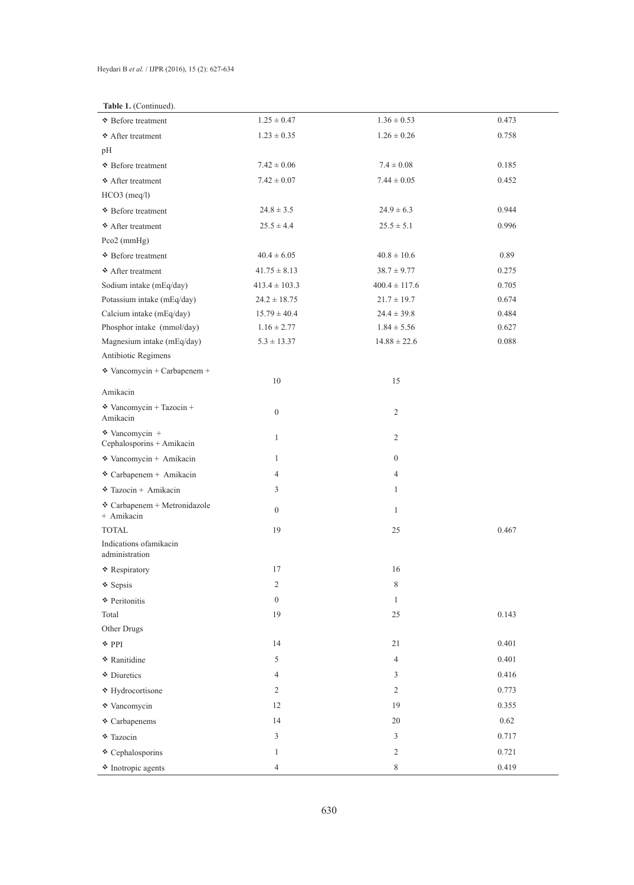**Table 1.** (Continued).

| | | | |
|---|---|---|---|
| ❖ Before treatment | 1.25 ± 0.47 | 1.36 ± 0.53 | 0.473 |
| ❖ After treatment | 1.23 ± 0.35 | 1.26 ± 0.26 | 0.758 |
| pH | | | |
| ❖ Before treatment | 7.42 ± 0.06 | 7.4 ± 0.08 | 0.185 |
| ❖ After treatment | 7.42 ± 0.07 | 7.44 ± 0.05 | 0.452 |
| HCO3 (meq/l) | | | |
| ❖ Before treatment | 24.8 ± 3.5 | 24.9 ± 6.3 | 0.944 |
| ❖ After treatment | 25.5 ± 4.4 | 25.5 ± 5.1 | 0.996 |
| Pco2 (mmHg) | | | |
| ❖ Before treatment | 40.4 ± 6.05 | 40.8 ± 10.6 | 0.89 |
| ❖ After treatment | 41.75 ± 8.13 | 38.7 ± 9.77 | 0.275 |
| Sodium intake (mEq/day) | 413.4 ± 103.3 | 400.4 ± 117.6 | 0.705 |
| Potassium intake (mEq/day) | 24.2 ± 18.75 | 21.7 ± 19.7 | 0.674 |
| Calcium intake (mEq/day) | 15.79 ± 40.4 | 24.4 ± 39.8 | 0.484 |
| Phosphor intake (mmol/day) | 1.16 ± 2.77 | 1.84 ± 5.56 | 0.627 |
| Magnesium intake (mEq/day) | 5.3 ± 13.37 | 14.88 ± 22.6 | 0.088 |
| Antibiotic Regimens | | | |
| ❖ Vancomycin + Carbapenem + Amikacin | 10 | 15 | |
| ❖ Vancomycin + Tazocin + Amikacin | 0 | 2 | |
| ❖ Vancomycin + Cephalosporins + Amikacin | 1 | 2 | |
| ❖ Vancomycin + Amikacin | 1 | 0 | |
| ❖ Carbapenem + Amikacin | 4 | 4 | |
| ❖ Tazocin + Amikacin | 3 | 1 | |
| ❖ Carbapenem + Metronidazole + Amikacin | 0 | 1 | |
| TOTAL | 19 | 25 | 0.467 |
| Indications ofamikacin administration | | | |
| ❖ Respiratory | 17 | 16 | |
| ❖ Sepsis | 2 | 8 | |
| ❖ Peritonitis | 0 | 1 | |
| Total | 19 | 25 | 0.143 |
| Other Drugs | | | |
| ❖ PPI | 14 | 21 | 0.401 |
| ❖ Ranitidine | 5 | 4 | 0.401 |
| ❖ Diuretics | 4 | 3 | 0.416 |
| ❖ Hydrocortisone | 2 | 2 | 0.773 |
| ❖ Vancomycin | 12 | 19 | 0.355 |
| ❖ Carbapenems | 14 | 20 | 0.62 |
| ❖ Tazocin | 3 | 3 | 0.717 |
| ❖ Cephalosporins | 1 | 2 | 0.721 |
| ❖ Inotropic agents | 4 | 8 | 0.419 |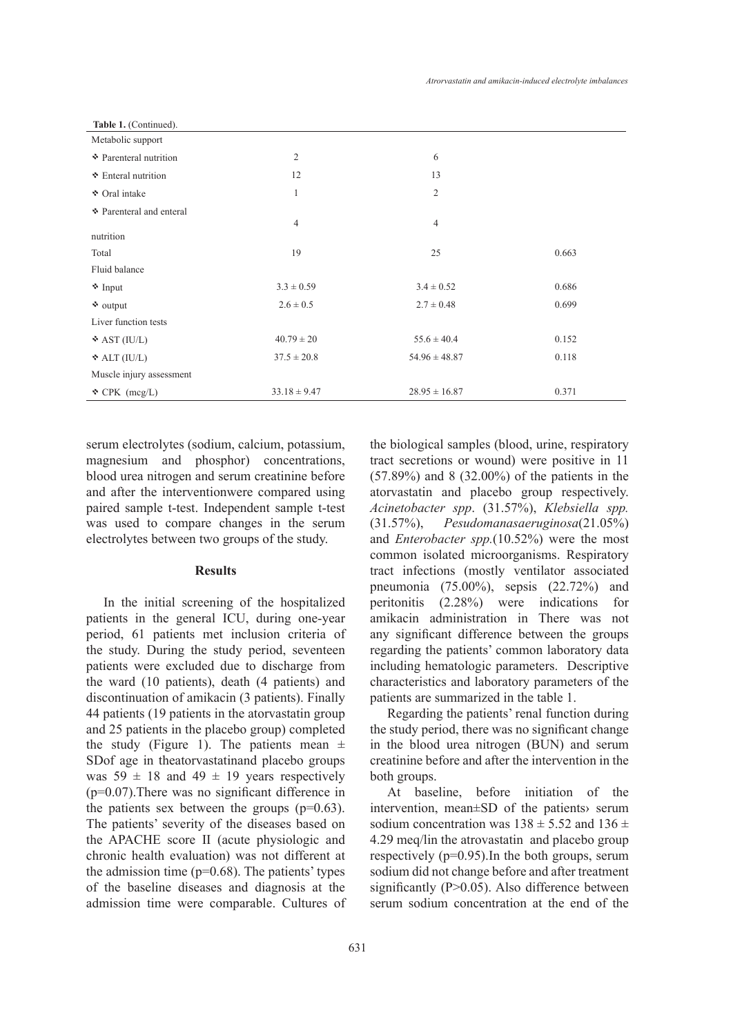**Table 1.** (Continued).

| | | | |
|---|---|---|---|
| Metabolic support | | | |
| ❖ Parenteral nutrition | 2 | 6 | |
| ❖ Enteral nutrition | 12 | 13 | |
| ❖ Oral intake | 1 | 2 | |
| ❖ Parenteral and enteral nutrition | 4 | 4 | |
| Total | 19 | 25 | 0.663 |
| Fluid balance | | | |
| ❖ Input | 3.3 ± 0.59 | 3.4 ± 0.52 | 0.686 |
| ❖ output | 2.6 ± 0.5 | 2.7 ± 0.48 | 0.699 |
| Liver function tests | | | |
| ❖ AST (IU/L) | 40.79 ± 20 | 55.6 ± 40.4 | 0.152 |
| ❖ ALT (IU/L) | 37.5 ± 20.8 | 54.96 ± 48.87 | 0.118 |
| Muscle injury assessment | | | |
| ❖ CPK (mcg/L) | 33.18 ± 9.47 | 28.95 ± 16.87 | 0.371 |

serum electrolytes (sodium, calcium, potassium, magnesium and phosphor) concentrations, blood urea nitrogen and serum creatinine before and after the interventionwere compared using paired sample t-test. Independent sample t-test was used to compare changes in the serum electrolytes between two groups of the study.

## Results

In the initial screening of the hospitalized patients in the general ICU, during one-year period, 61 patients met inclusion criteria of the study. During the study period, seventeen patients were excluded due to discharge from the ward (10 patients), death (4 patients) and discontinuation of amikacin (3 patients). Finally 44 patients (19 patients in the atorvastatin group and 25 patients in the placebo group) completed the study (Figure 1). The patients mean ± SDof age in theatorvastatinand placebo groups was 59 ± 18 and 49 ± 19 years respectively (p=0.07).There was no significant difference in the patients sex between the groups (p=0.63). The patients' severity of the diseases based on the APACHE score II (acute physiologic and chronic health evaluation) was not different at the admission time (p=0.68). The patients' types of the baseline diseases and diagnosis at the admission time were comparable. Cultures of the biological samples (blood, urine, respiratory tract secretions or wound) were positive in 11 (57.89%) and 8 (32.00%) of the patients in the atorvastatin and placebo group respectively. *Acinetobacter spp*. (31.57%), *Klebsiella spp.* (31.57%), *Pesudomanasaeruginosa*(21.05%) and *Enterobacter spp.*(10.52%) were the most common isolated microorganisms. Respiratory tract infections (mostly ventilator associated pneumonia (75.00%), sepsis (22.72%) and peritonitis (2.28%) were indications for amikacin administration in There was not any significant difference between the groups regarding the patients' common laboratory data including hematologic parameters. Descriptive characteristics and laboratory parameters of the patients are summarized in the table 1.

Regarding the patients' renal function during the study period, there was no significant change in the blood urea nitrogen (BUN) and serum creatinine before and after the intervention in the both groups.

At baseline, before initiation of the intervention, mean±SD of the patients› serum sodium concentration was 138 ± 5.52 and 136 ± 4.29 meq/lin the atrovastatin and placebo group respectively (p=0.95).In the both groups, serum sodium did not change before and after treatment significantly (P>0.05). Also difference between serum sodium concentration at the end of the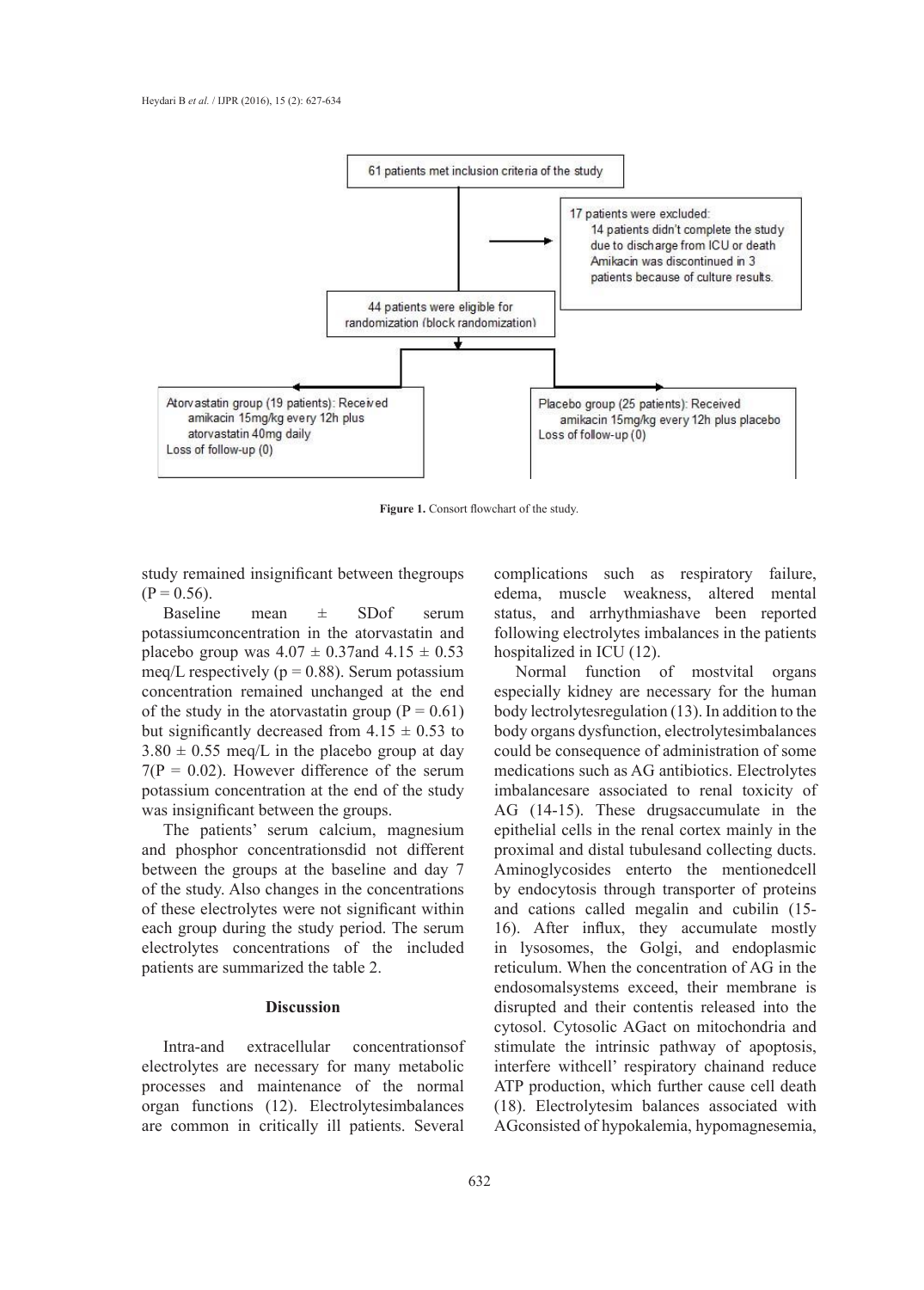61 patients met inclusion criteria of the study

17 patients were excluded:
14 patients didn't complete the study due to discharge from ICU or death
Amikacin was discontinued in 3 patients because of culture results.

44 patients were eligible for randomization (block randomization)

Atorvastatin group (19 patients): Received amikacin 15mg/kg every 12h plus atorvastatin 40mg daily
Loss of follow-up (0)

Placebo group (25 patients): Received amikacin 15mg/kg every 12h plus placebo
Loss of follow-up (0)

**Figure 1.** Consort flowchart of the study.

study remained insignificant between thegroups (P = 0.56).

Baseline mean ± SDof serum potassiumconcentration in the atorvastatin and placebo group was 4.07 ± 0.37and 4.15 ± 0.53 meq/L respectively (p = 0.88). Serum potassium concentration remained unchanged at the end of the study in the atorvastatin group (P = 0.61) but significantly decreased from 4.15 ± 0.53 to 3.80 ± 0.55 meq/L in the placebo group at day 7(P = 0.02). However difference of the serum potassium concentration at the end of the study was insignificant between the groups.

The patients' serum calcium, magnesium and phosphor concentrationsdid not different between the groups at the baseline and day 7 of the study. Also changes in the concentrations of these electrolytes were not significant within each group during the study period. The serum electrolytes concentrations of the included patients are summarized the table 2.

## Discussion

Intra-and extracellular concentrationsof electrolytes are necessary for many metabolic processes and maintenance of the normal organ functions (12). Electrolytesimbalances are common in critically ill patients. Several complications such as respiratory failure, edema, muscle weakness, altered mental status, and arrhythmiashave been reported following electrolytes imbalances in the patients hospitalized in ICU (12).

Normal function of mostvital organs especially kidney are necessary for the human body lectrolytesregulation (13). In addition to the body organs dysfunction, electrolytesimbalances could be consequence of administration of some medications such as AG antibiotics. Electrolytes imbalancesare associated to renal toxicity of AG (14-15). These drugsaccumulate in the epithelial cells in the renal cortex mainly in the proximal and distal tubulesand collecting ducts. Aminoglycosides enterto the mentionedcell by endocytosis through transporter of proteins and cations called megalin and cubilin (15-16). After influx, they accumulate mostly in lysosomes, the Golgi, and endoplasmic reticulum. When the concentration of AG in the endosomalsystems exceed, their membrane is disrupted and their contentis released into the cytosol. Cytosolic AGact on mitochondria and stimulate the intrinsic pathway of apoptosis, interfere withcell' respiratory chainand reduce ATP production, which further cause cell death (18). Electrolytesim balances associated with AGconsisted of hypokalemia, hypomagnesemia,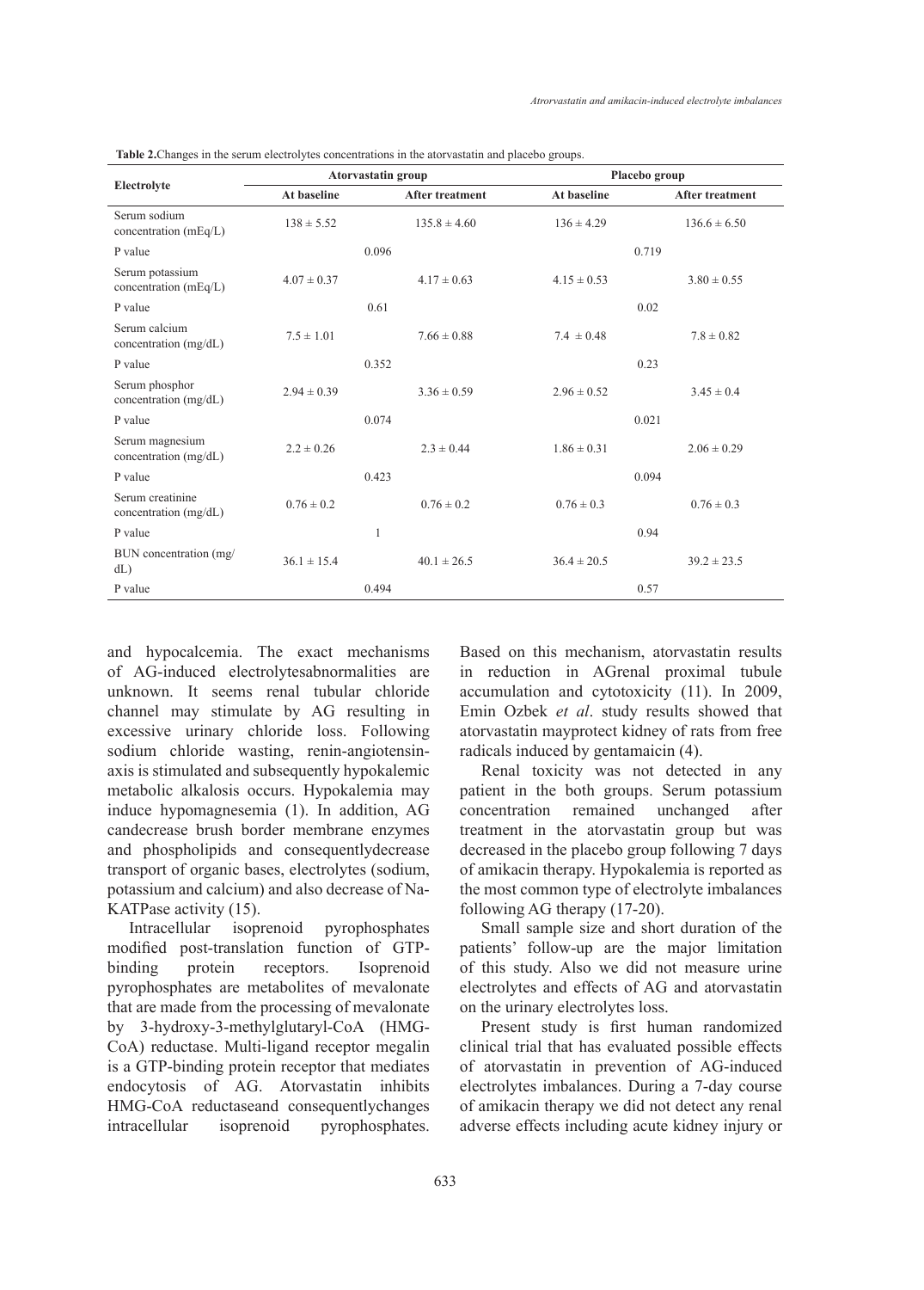**Table 2.** Changes in the serum electrolytes concentrations in the atorvastatin and placebo groups.

| Electrolyte | Atorvastatin group | | Placebo group | |
|---|---|---|---|---|
| | At baseline | After treatment | At baseline | After treatment |
| Serum sodium concentration (mEq/L) | 138 ± 5.52 | 135.8 ± 4.60 | 136 ± 4.29 | 136.6 ± 6.50 |
| P value | 0.096 | | 0.719 | |
| Serum potassium concentration (mEq/L) | 4.07 ± 0.37 | 4.17 ± 0.63 | 4.15 ± 0.53 | 3.80 ± 0.55 |
| P value | 0.61 | | 0.02 | |
| Serum calcium concentration (mg/dL) | 7.5 ± 1.01 | 7.66 ± 0.88 | 7.4 ± 0.48 | 7.8 ± 0.82 |
| P value | 0.352 | | 0.23 | |
| Serum phosphor concentration (mg/dL) | 2.94 ± 0.39 | 3.36 ± 0.59 | 2.96 ± 0.52 | 3.45 ± 0.4 |
| P value | 0.074 | | 0.021 | |
| Serum magnesium concentration (mg/dL) | 2.2 ± 0.26 | 2.3 ± 0.44 | 1.86 ± 0.31 | 2.06 ± 0.29 |
| P value | 0.423 | | 0.094 | |
| Serum creatinine concentration (mg/dL) | 0.76 ± 0.2 | 0.76 ± 0.2 | 0.76 ± 0.3 | 0.76 ± 0.3 |
| P value | 1 | | 0.94 | |
| BUN concentration (mg/dL) | 36.1 ± 15.4 | 40.1 ± 26.5 | 36.4 ± 20.5 | 39.2 ± 23.5 |
| P value | 0.494 | | 0.57 | |

and hypocalcemia. The exact mechanisms of AG-induced electrolytesabnormalities are unknown. It seems renal tubular chloride channel may stimulate by AG resulting in excessive urinary chloride loss. Following sodium chloride wasting, renin-angiotensin-axis is stimulated and subsequently hypokalemic metabolic alkalosis occurs. Hypokalemia may induce hypomagnesemia (1). In addition, AG candecrease brush border membrane enzymes and phospholipids and consequentlydecrease transport of organic bases, electrolytes (sodium, potassium and calcium) and also decrease of Na-KATPase activity (15).

Intracellular isoprenoid pyrophosphates modified post-translation function of GTP-binding protein receptors. Isoprenoid pyrophosphates are metabolites of mevalonate that are made from the processing of mevalonate by 3-hydroxy-3-methylglutaryl-CoA (HMG-CoA) reductase. Multi-ligand receptor megalin is a GTP-binding protein receptor that mediates endocytosis of AG. Atorvastatin inhibits HMG-CoA reductaseand consequentlychanges intracellular isoprenoid pyrophosphates. Based on this mechanism, atorvastatin results in reduction in AGrenal proximal tubule accumulation and cytotoxicity (11). In 2009, Emin Ozbek *et al*. study results showed that atorvastatin mayprotect kidney of rats from free radicals induced by gentamaicin (4).

Renal toxicity was not detected in any patient in the both groups. Serum potassium concentration remained unchanged after treatment in the atorvastatin group but was decreased in the placebo group following 7 days of amikacin therapy. Hypokalemia is reported as the most common type of electrolyte imbalances following AG therapy (17-20).

Small sample size and short duration of the patients' follow-up are the major limitation of this study. Also we did not measure urine electrolytes and effects of AG and atorvastatin on the urinary electrolytes loss.

Present study is first human randomized clinical trial that has evaluated possible effects of atorvastatin in prevention of AG-induced electrolytes imbalances. During a 7-day course of amikacin therapy we did not detect any renal adverse effects including acute kidney injury or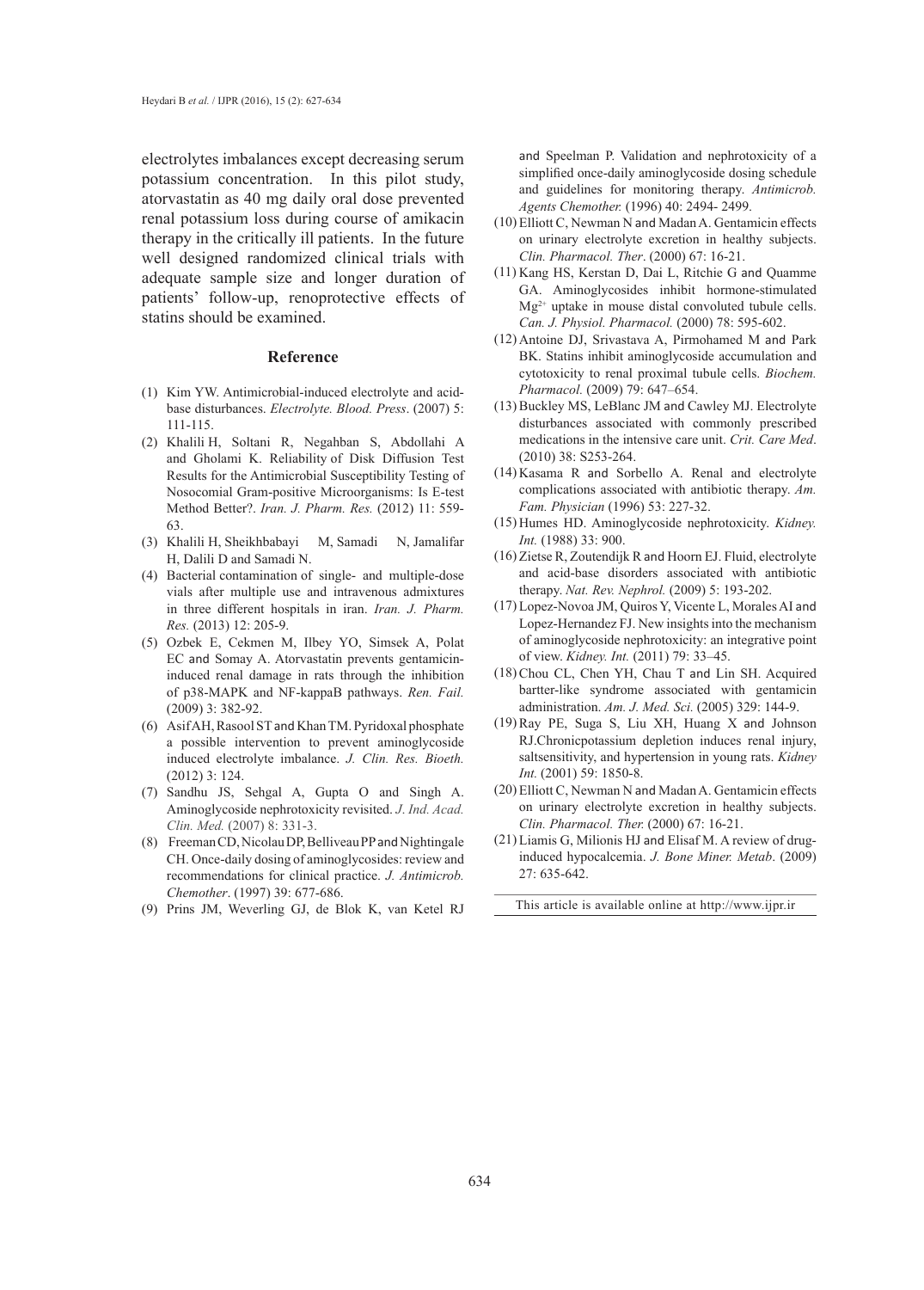electrolytes imbalances except decreasing serum potassium concentration. In this pilot study, atorvastatin as 40 mg daily oral dose prevented renal potassium loss during course of amikacin therapy in the critically ill patients. In the future well designed randomized clinical trials with adequate sample size and longer duration of patients' follow-up, renoprotective effects of statins should be examined.

## Reference

(1) Kim YW. Antimicrobial-induced electrolyte and acid-base disturbances. *Electrolyte. Blood. Press*. (2007) 5: 111-115.

(2) Khalili H, Soltani R, Negahban S, Abdollahi A and Gholami K. Reliability of Disk Diffusion Test Results for the Antimicrobial Susceptibility Testing of Nosocomial Gram-positive Microorganisms: Is E-test Method Better?. *Iran. J. Pharm. Res.* (2012) 11: 559-63.

(3) Khalili H, Sheikhbabayi M, Samadi N, Jamalifar H, Dalili D and Samadi N.

(4) Bacterial contamination of single- and multiple-dose vials after multiple use and intravenous admixtures in three different hospitals in iran. *Iran. J. Pharm. Res.* (2013) 12: 205-9.

(5) Ozbek E, Cekmen M, Ilbey YO, Simsek A, Polat EC and Somay A. Atorvastatin prevents gentamicin-induced renal damage in rats through the inhibition of p38-MAPK and NF-kappaB pathways. *Ren. Fail.* (2009) 3: 382-92.

(6) Asif AH, Rasool ST and Khan TM. Pyridoxal phosphate a possible intervention to prevent aminoglycoside induced electrolyte imbalance. *J. Clin. Res. Bioeth.* (2012) 3: 124.

(7) Sandhu JS, Sehgal A, Gupta O and Singh A. Aminoglycoside nephrotoxicity revisited. *J. Ind. Acad. Clin. Med.* (2007) 8: 331-3.

(8) Freeman CD, Nicolau DP, Belliveau PP and Nightingale CH. Once-daily dosing of aminoglycosides: review and recommendations for clinical practice. *J. Antimicrob. Chemother*. (1997) 39: 677-686.

(9) Prins JM, Weverling GJ, de Blok K, van Ketel RJ and Speelman P. Validation and nephrotoxicity of a simplified once-daily aminoglycoside dosing schedule and guidelines for monitoring therapy. *Antimicrob. Agents Chemother.* (1996) 40: 2494- 2499.

(10) Elliott C, Newman N and Madan A. Gentamicin effects on urinary electrolyte excretion in healthy subjects. *Clin. Pharmacol. Ther*. (2000) 67: 16-21.

(11) Kang HS, Kerstan D, Dai L, Ritchie G and Quamme GA. Aminoglycosides inhibit hormone-stimulated $Mg^{2+}$ uptake in mouse distal convoluted tubule cells. *Can. J. Physiol. Pharmacol.* (2000) 78: 595-602.

(12) Antoine DJ, Srivastava A, Pirmohamed M and Park BK. Statins inhibit aminoglycoside accumulation and cytotoxicity to renal proximal tubule cells. *Biochem. Pharmacol.* (2009) 79: 647–654.

(13) Buckley MS, LeBlanc JM and Cawley MJ. Electrolyte disturbances associated with commonly prescribed medications in the intensive care unit. *Crit. Care Med*. (2010) 38: S253-264.

(14) Kasama R and Sorbello A. Renal and electrolyte complications associated with antibiotic therapy. *Am. Fam. Physician* (1996) 53: 227-32.

(15) Humes HD. Aminoglycoside nephrotoxicity. *Kidney. Int.* (1988) 33: 900.

(16) Zietse R, Zoutendijk R and Hoorn EJ. Fluid, electrolyte and acid-base disorders associated with antibiotic therapy. *Nat. Rev. Nephrol.* (2009) 5: 193-202.

(17) Lopez-Novoa JM, Quiros Y, Vicente L, Morales AI and Lopez-Hernandez FJ. New insights into the mechanism of aminoglycoside nephrotoxicity: an integrative point of view. *Kidney. Int.* (2011) 79: 33–45.

(18) Chou CL, Chen YH, Chau T and Lin SH. Acquired bartter-like syndrome associated with gentamicin administration. *Am. J. Med. Sci.* (2005) 329: 144-9.

(19) Ray PE, Suga S, Liu XH, Huang X and Johnson RJ.Chronicpotassium depletion induces renal injury, saltsensitivity, and hypertension in young rats. *Kidney Int.* (2001) 59: 1850-8.

(20) Elliott C, Newman N and Madan A. Gentamicin effects on urinary electrolyte excretion in healthy subjects. *Clin. Pharmacol. Ther.* (2000) 67: 16-21.

(21) Liamis G, Milionis HJ and Elisaf M. A review of drug-induced hypocalcemia. *J. Bone Miner. Metab*. (2009) 27: 635-642.

This article is available online at http://www.ijpr.ir